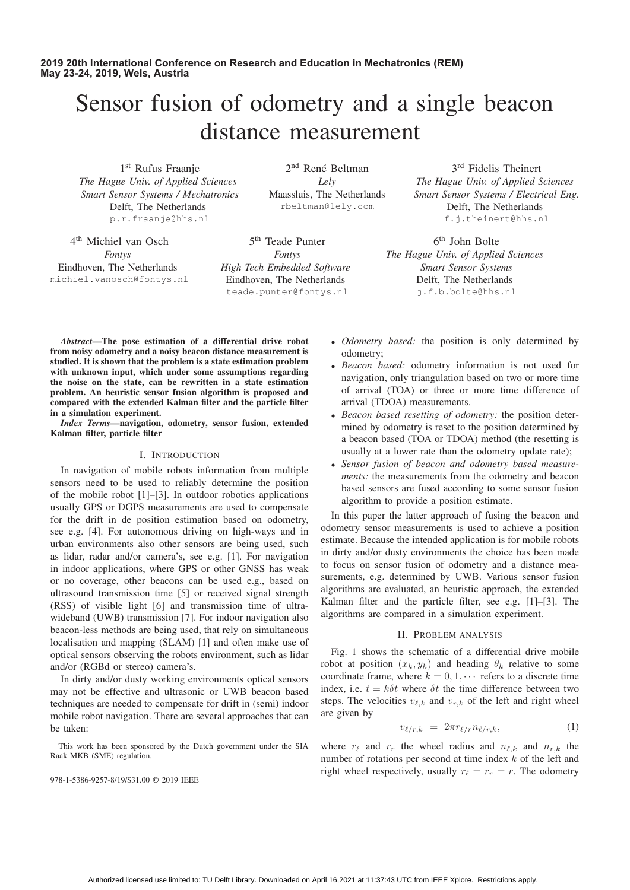# Sensor fusion of odometry and a single beacon distance measurement

1st Rufus Fraanje
*The Hague Univ. of Applied Sciences*
*Smart Sensor Systems / Mechatronics*
Delft, The Netherlands
p.r.fraanje@hhs.nl

2nd René Beltman
*Lely*
Maassluis, The Netherlands
rbeltman@lely.com

3rd Fidelis Theinert
*The Hague Univ. of Applied Sciences*
*Smart Sensor Systems / Electrical Eng.*
Delft, The Netherlands
f.j.theinert@hhs.nl

4th Michiel van Osch
*Fontys*
Eindhoven, The Netherlands
michiel.vanosch@fontys.nl

5th Teade Punter
*Fontys*
*High Tech Embedded Software*
Eindhoven, The Netherlands
teade.punter@fontys.nl

6th John Bolte
*The Hague Univ. of Applied Sciences*
*Smart Sensor Systems*
Delft, The Netherlands
j.f.b.bolte@hhs.nl

***Abstract*—The pose estimation of a differential drive robot from noisy odometry and a noisy beacon distance measurement is studied. It is shown that the problem is a state estimation problem with unknown input, which under some assumptions regarding the noise on the state, can be rewritten in a state estimation problem. An heuristic sensor fusion algorithm is proposed and compared with the extended Kalman filter and the particle filter in a simulation experiment.**

***Index Terms*—navigation, odometry, sensor fusion, extended Kalman filter, particle filter**

## I. Introduction

In navigation of mobile robots information from multiple sensors need to be used to reliably determine the position of the mobile robot [1]–[3]. In outdoor robotics applications usually GPS or DGPS measurements are used to compensate for the drift in de position estimation based on odometry, see e.g. [4]. For autonomous driving on high-ways and in urban environments also other sensors are being used, such as lidar, radar and/or camera's, see e.g. [1]. For navigation in indoor applications, where GPS or other GNSS has weak or no coverage, other beacons can be used e.g., based on ultrasound transmission time [5] or received signal strength (RSS) of visible light [6] and transmission time of ultra-wideband (UWB) transmission [7]. For indoor navigation also beacon-less methods are being used, that rely on simultaneous localisation and mapping (SLAM) [1] and often make use of optical sensors observing the robots environment, such as lidar and/or (RGBd or stereo) camera's.

In dirty and/or dusty working environments optical sensors may not be effective and ultrasonic or UWB beacon based techniques are needed to compensate for drift in (semi) indoor mobile robot navigation. There are several approaches that can be taken:

- *Odometry based:* the position is only determined by odometry;
- *Beacon based:* odometry information is not used for navigation, only triangulation based on two or more time of arrival (TOA) or three or more time difference of arrival (TDOA) measurements.
- *Beacon based resetting of odometry:* the position determined by odometry is reset to the position determined by a beacon based (TOA or TDOA) method (the resetting is usually at a lower rate than the odometry update rate);
- *Sensor fusion of beacon and odometry based measurements:* the measurements from the odometry and beacon based sensors are fused according to some sensor fusion algorithm to provide a position estimate.

In this paper the latter approach of fusing the beacon and odometry sensor measurements is used to achieve a position estimate. Because the intended application is for mobile robots in dirty and/or dusty environments the choice has been made to focus on sensor fusion of odometry and a distance measurements, e.g. determined by UWB. Various sensor fusion algorithms are evaluated, an heuristic approach, the extended Kalman filter and the particle filter, see e.g. [1]–[3]. The algorithms are compared in a simulation experiment.

## II. Problem analysis

Fig. 1 shows the schematic of a differential drive mobile robot at position $(x_k, y_k)$ and heading $\theta_k$ relative to some coordinate frame, where $k = 0, 1, \cdots$ refers to a discrete time index, i.e. $t = k\delta t$ where $\delta t$ the time difference between two steps. The velocities $v_{\ell,k}$ and $v_{r,k}$ of the left and right wheel are given by

$$v_{\ell/r,k} \;=\; 2\pi r_{\ell/r} n_{\ell/r,k}, \tag{1}$$

where $r_\ell$ and $r_r$ the wheel radius and $n_{\ell,k}$ and $n_{r,k}$ the number of rotations per second at time index $k$ of the left and right wheel respectively, usually $r_\ell = r_r = r$. The odometry

This work has been sponsored by the Dutch government under the SIA Raak MKB (SME) regulation.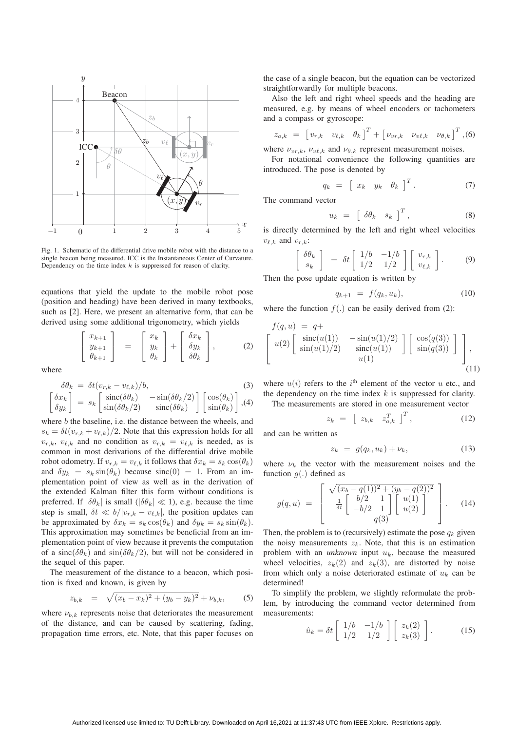Fig. 1. Schematic of the differential drive mobile robot with the distance to a single beacon being measured. ICC is the Instantaneous Center of Curvature. Dependency on the time index $k$ is suppressed for reason of clarity.

equations that yield the update to the mobile robot pose (position and heading) have been derived in many textbooks, such as [2]. Here, we present an alternative form, that can be derived using some additional trigonometry, which yields

$$\begin{bmatrix} x_{k+1} \\ y_{k+1} \\ \theta_{k+1} \end{bmatrix} = \begin{bmatrix} x_k \\ y_k \\ \theta_k \end{bmatrix} + \begin{bmatrix} \delta x_k \\ \delta y_k \\ \delta\theta_k \end{bmatrix}, \tag{2}$$

where

$$\delta\theta_k = \delta t(v_{r,k} - v_{\ell,k})/b, \tag{3}$$

$$\begin{bmatrix} \delta x_k \\ \delta y_k \end{bmatrix} = s_k \begin{bmatrix} \mathrm{sinc}(\delta\theta_k) & -\sin(\delta\theta_k/2) \\ \sin(\delta\theta_k/2) & \mathrm{sinc}(\delta\theta_k) \end{bmatrix} \begin{bmatrix} \cos(\theta_k) \\ \sin(\theta_k) \end{bmatrix}, \tag{4}$$

where $b$ the baseline, i.e. the distance between the wheels, and $s_k = \delta t(v_{r,k} + v_{\ell,k})/2$. Note that this expression holds for all $v_{r,k}$, $v_{\ell,k}$ and no condition as $v_{r,k} = v_{\ell,k}$ is needed, as is common in most derivations of the differential drive mobile robot odometry. If $v_{r,k} = v_{\ell,k}$ it follows that $\delta x_k = s_k \cos(\theta_k)$ and $\delta y_k = s_k \sin(\theta_k)$ because $\mathrm{sinc}(0) = 1$. From an implementation point of view as well as in the derivation of the extended Kalman filter this form without conditions is preferred. If $|\delta\theta_k|$ is small ($|\delta\theta_k| \ll 1$), e.g. because the time step is small, $\delta t \ll b/|v_{r,k} - v_{\ell,k}|$, the position updates can be approximated by $\delta x_k = s_k \cos(\theta_k)$ and $\delta y_k = s_k \sin(\theta_k)$. This approximation may sometimes be beneficial from an implementation point of view because it prevents the computation of a $\mathrm{sinc}(\delta\theta_k)$ and $\sin(\delta\theta_k/2)$, but will not be considered in the sequel of this paper.

The measurement of the distance to a beacon, which position is fixed and known, is given by

$$z_{b,k} = \sqrt{(x_b - x_k)^2 + (y_b - y_k)^2} + \nu_{b,k}, \tag{5}$$

where $\nu_{b,k}$ represents noise that deteriorates the measurement of the distance, and can be caused by scattering, fading, propagation time errors, etc. Note, that this paper focuses on the case of a single beacon, but the equation can be vectorized straightforwardly for multiple beacons.

Also the left and right wheel speeds and the heading are measured, e.g. by means of wheel encoders or tachometers and a compass or gyroscope:

$$z_{o,k} = \begin{bmatrix} v_{r,k} & v_{\ell,k} & \theta_k \end{bmatrix}^T + \begin{bmatrix} \nu_{vr,k} & \nu_{v\ell,k} & \nu_{\theta,k} \end{bmatrix}^T, \tag{6}$$

where $\nu_{vr,k}$, $\nu_{v\ell,k}$ and $\nu_{\theta,k}$ represent measurement noises.

For notational convenience the following quantities are introduced. The pose is denoted by

$$q_k = \begin{bmatrix} x_k & y_k & \theta_k \end{bmatrix}^T. \tag{7}$$

The command vector

$$u_k = \begin{bmatrix} \delta\theta_k & s_k \end{bmatrix}^T, \tag{8}$$

is directly determined by the left and right wheel velocities $v_{\ell,k}$ and $v_{r,k}$:

$$\begin{bmatrix} \delta\theta_k \\ s_k \end{bmatrix} = \delta t \begin{bmatrix} 1/b & -1/b \\ 1/2 & 1/2 \end{bmatrix} \begin{bmatrix} v_{r,k} \\ v_{\ell,k} \end{bmatrix}. \tag{9}$$

Then the pose update equation is written by

$$q_{k+1} = f(q_k, u_k), \tag{10}$$

where the function $f(.)$ can be easily derived from (2):

$$f(q,u) = q + \begin{bmatrix} u(2) \begin{bmatrix} \mathrm{sinc}(u(1)) & -\sin(u(1)/2) \\ \sin(u(1)/2) & \mathrm{sinc}(u(1)) \end{bmatrix} \begin{bmatrix} \cos(q(3)) \\ \sin(q(3)) \end{bmatrix} \\ u(1) \end{bmatrix}, \tag{11}$$

where $u(i)$ refers to the $i^{\text{th}}$ element of the vector $u$ etc., and the dependency on the time index $k$ is suppressed for clarity.

The measurements are stored in one measurement vector

$$z_k = \begin{bmatrix} z_{b,k} & z_{o,k}^T \end{bmatrix}^T, \tag{12}$$

and can be written as

$$z_k = g(q_k, u_k) + \nu_k, \tag{13}$$

where $\nu_k$ the vector with the measurement noises and the function $g(.)$ defined as

$$g(q,u) = \begin{bmatrix} \sqrt{(x_b - q(1))^2 + (y_b - q(2))^2} \\ \frac{1}{\delta t} \begin{bmatrix} b/2 & 1 \\ -b/2 & 1 \end{bmatrix} \begin{bmatrix} u(1) \\ u(2) \end{bmatrix} \\ q(3) \end{bmatrix}. \tag{14}$$

Then, the problem is to (recursively) estimate the pose $q_k$ given the noisy measurements $z_k$. Note, that this is an estimation problem with an *unknown* input $u_k$, because the measured wheel velocities, $z_k(2)$ and $z_k(3)$, are distorted by noise from which only a noise deteriorated estimate of $u_k$ can be determined!

To simplify the problem, we slightly reformulate the problem, by introducing the command vector determined from measurements:

$$\hat{u}_k = \delta t \begin{bmatrix} 1/b & -1/b \\ 1/2 & 1/2 \end{bmatrix} \begin{bmatrix} z_k(2) \\ z_k(3) \end{bmatrix}. \tag{15}$$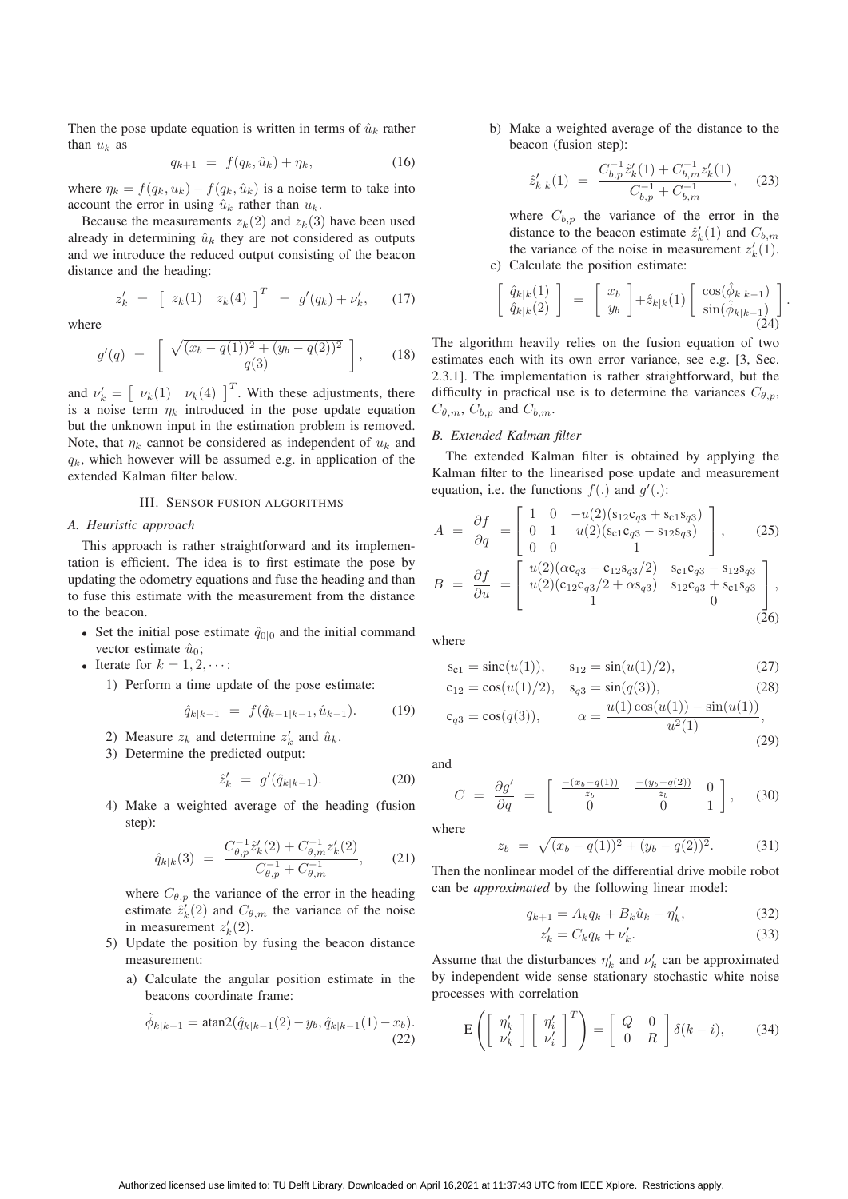Then the pose update equation is written in terms of $\hat{u}_k$ rather than $u_k$ as

$$q_{k+1} = f(q_k, \hat{u}_k) + \eta_k, \tag{16}$$

where $\eta_k = f(q_k, u_k) - f(q_k, \hat{u}_k)$ is a noise term to take into account the error in using $\hat{u}_k$ rather than $u_k$.

Because the measurements $z_k(2)$ and $z_k(3)$ have been used already in determining $\hat{u}_k$ they are not considered as outputs and we introduce the reduced output consisting of the beacon distance and the heading:

$$z'_k = \begin{bmatrix} z_k(1) & z_k(4) \end{bmatrix}^T = g'(q_k) + \nu'_k, \tag{17}$$

where

$$g'(q) = \begin{bmatrix} \sqrt{(x_b - q(1))^2 + (y_b - q(2))^2} \\ q(3) \end{bmatrix}, \tag{18}$$

and $\nu'_k = \begin{bmatrix} \nu_k(1) & \nu_k(4) \end{bmatrix}^T$. With these adjustments, there is a noise term $\eta_k$ introduced in the pose update equation but the unknown input in the estimation problem is removed. Note, that $\eta_k$ cannot be considered as independent of $u_k$ and $q_k$, which however will be assumed e.g. in application of the extended Kalman filter below.

## III. Sensor fusion algorithms

### A. Heuristic approach

This approach is rather straightforward and its implementation is efficient. The idea is to first estimate the pose by updating the odometry equations and fuse the heading and than to fuse this estimate with the measurement from the distance to the beacon.

- Set the initial pose estimate $\hat{q}_{0|0}$ and the initial command vector estimate $\hat{u}_0$;
- Iterate for $k = 1, 2, \cdots$:
  1) Perform a time update of the pose estimate:
  $$\hat{q}_{k|k-1} = f(\hat{q}_{k-1|k-1}, \hat{u}_{k-1}). \tag{19}$$
  2) Measure $z_k$ and determine $z'_k$ and $\hat{u}_k$.
  3) Determine the predicted output:
  $$\hat{z}'_k = g'(\hat{q}_{k|k-1}). \tag{20}$$
  4) Make a weighted average of the heading (fusion step):
  $$\hat{q}_{k|k}(3) = \frac{C_{\theta,p}^{-1}\hat{z}'_k(2) + C_{\theta,m}^{-1} z'_k(2)}{C_{\theta,p}^{-1} + C_{\theta,m}^{-1}}, \tag{21}$$
  where $C_{\theta,p}$ the variance of the error in the heading estimate $\hat{z}'_k(2)$ and $C_{\theta,m}$ the variance of the noise in measurement $z'_k(2)$.
  5) Update the position by fusing the beacon distance measurement:
     a) Calculate the angular position estimate in the beacons coordinate frame:
     $$\hat{\phi}_{k|k-1} = \text{atan2}(\hat{q}_{k|k-1}(2) - y_b, \hat{q}_{k|k-1}(1) - x_b). \tag{22}$$
     b) Make a weighted average of the distance to the beacon (fusion step):
     $$\hat{z}'_{k|k}(1) = \frac{C_{b,p}^{-1}\hat{z}'_k(1) + C_{b,m}^{-1} z'_k(1)}{C_{b,p}^{-1} + C_{b,m}^{-1}}, \tag{23}$$
     where $C_{b,p}$ the variance of the error in the distance to the beacon estimate $\hat{z}'_k(1)$ and $C_{b,m}$ the variance of the noise in measurement $z'_k(1)$.
     c) Calculate the position estimate:
     $$\begin{bmatrix} \hat{q}_{k|k}(1) \\ \hat{q}_{k|k}(2) \end{bmatrix} = \begin{bmatrix} x_b \\ y_b \end{bmatrix} + \hat{z}_{k|k}(1) \begin{bmatrix} \cos(\hat{\phi}_{k|k-1}) \\ \sin(\hat{\phi}_{k|k-1}) \end{bmatrix}. \tag{24}$$

The algorithm heavily relies on the fusion equation of two estimates each with its own error variance, see e.g. [3, Sec. 2.3.1]. The implementation is rather straightforward, but the difficulty in practical use is to determine the variances $C_{\theta,p}$, $C_{\theta,m}$, $C_{b,p}$ and $C_{b,m}$.

### B. Extended Kalman filter

The extended Kalman filter is obtained by applying the Kalman filter to the linearised pose update and measurement equation, i.e. the functions $f(.)$ and $g'(.)$:

$$A = \frac{\partial f}{\partial q} = \begin{bmatrix} 1 & 0 & -u(2)(\mathrm{s}_{12}\mathrm{c}_{q3} + \mathrm{s}_{c1}\mathrm{s}_{q3}) \\ 0 & 1 & u(2)(\mathrm{s}_{c1}\mathrm{c}_{q3} - \mathrm{s}_{12}\mathrm{s}_{q3}) \\ 0 & 0 & 1 \end{bmatrix}, \tag{25}$$

$$B = \frac{\partial f}{\partial u} = \begin{bmatrix} u(2)(\alpha \mathrm{c}_{q3} - \mathrm{c}_{12}\mathrm{s}_{q3}/2) & \mathrm{s}_{c1}\mathrm{c}_{q3} - \mathrm{s}_{12}\mathrm{s}_{q3} \\ u(2)(\mathrm{c}_{12}\mathrm{c}_{q3}/2 + \alpha \mathrm{s}_{q3}) & \mathrm{s}_{12}\mathrm{c}_{q3} + \mathrm{s}_{c1}\mathrm{s}_{q3} \\ 1 & 0 \end{bmatrix}, \tag{26}$$

where

$$\mathrm{s}_{c1} = \mathrm{sinc}(u(1)), \qquad \mathrm{s}_{12} = \sin(u(1)/2), \tag{27}$$

$$\mathrm{c}_{12} = \cos(u(1)/2), \quad \mathrm{s}_{q3} = \sin(q(3)), \tag{28}$$

$$\mathrm{c}_{q3} = \cos(q(3)), \qquad \alpha = \frac{u(1)\cos(u(1)) - \sin(u(1))}{u^2(1)}, \tag{29}$$

and

$$C = \frac{\partial g'}{\partial q} = \begin{bmatrix} \frac{-(x_b - q(1))}{z_b} & \frac{-(y_b - q(2))}{z_b} & 0 \\ 0 & 0 & 1 \end{bmatrix}, \tag{30}$$

where

$$z_b = \sqrt{(x_b - q(1))^2 + (y_b - q(2))^2}. \tag{31}$$

Then the nonlinear model of the differential drive mobile robot can be *approximated* by the following linear model:

$$q_{k+1} = A_k q_k + B_k \hat{u}_k + \eta'_k, \tag{32}$$

$$z'_k = C_k q_k + \nu'_k. \tag{33}$$

Assume that the disturbances $\eta'_k$ and $\nu'_k$ can be approximated by independent wide sense stationary stochastic white noise processes with correlation

$$\mathrm{E}\left( \begin{bmatrix} \eta'_k \\ \nu'_k \end{bmatrix} \begin{bmatrix} \eta'_i \\ \nu'_i \end{bmatrix}^T \right) = \begin{bmatrix} Q & 0 \\ 0 & R \end{bmatrix} \delta(k - i), \tag{34}$$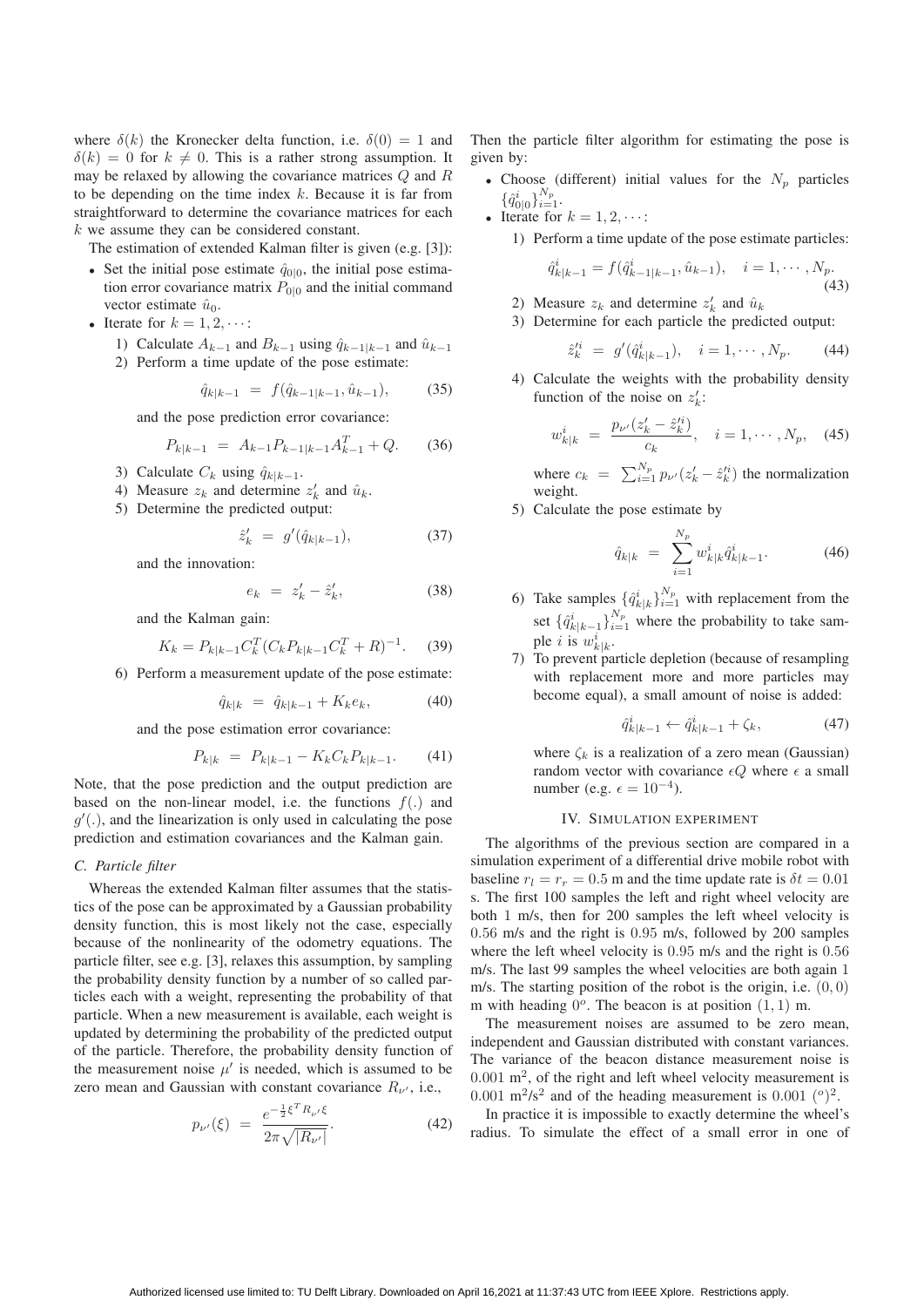where $\delta(k)$ the Kronecker delta function, i.e. $\delta(0) = 1$ and $\delta(k) = 0$ for $k \neq 0$. This is a rather strong assumption. It may be relaxed by allowing the covariance matrices $Q$ and $R$ to be depending on the time index $k$. Because it is far from straightforward to determine the covariance matrices for each $k$ we assume they can be considered constant.

The estimation of extended Kalman filter is given (e.g. [3]):

- Set the initial pose estimate $\hat{q}_{0|0}$, the initial pose estimation error covariance matrix $P_{0|0}$ and the initial command vector estimate $\hat{u}_0$.
- Iterate for $k = 1, 2, \cdots$:
  1) Calculate $A_{k-1}$ and $B_{k-1}$ using $\hat{q}_{k-1|k-1}$ and $\hat{u}_{k-1}$
  2) Perform a time update of the pose estimate:
  $$\hat{q}_{k|k-1} = f(\hat{q}_{k-1|k-1}, \hat{u}_{k-1}), \tag{35}$$
  and the pose prediction error covariance:
  $$P_{k|k-1} = A_{k-1} P_{k-1|k-1} A_{k-1}^T + Q. \tag{36}$$
  3) Calculate $C_k$ using $\hat{q}_{k|k-1}$.
  4) Measure $z_k$ and determine $z'_k$ and $\hat{u}_k$.
  5) Determine the predicted output:
  $$\hat{z}'_k = g'(\hat{q}_{k|k-1}), \tag{37}$$
  and the innovation:
  $$e_k = z'_k - \hat{z}'_k, \tag{38}$$
  and the Kalman gain:
  $$K_k = P_{k|k-1} C_k^T (C_k P_{k|k-1} C_k^T + R)^{-1}. \tag{39}$$
  6) Perform a measurement update of the pose estimate:
  $$\hat{q}_{k|k} = \hat{q}_{k|k-1} + K_k e_k, \tag{40}$$
  and the pose estimation error covariance:
  $$P_{k|k} = P_{k|k-1} - K_k C_k P_{k|k-1}. \tag{41}$$

Note, that the pose prediction and the output prediction are based on the non-linear model, i.e. the functions $f(.)$ and $g'(.)$, and the linearization is only used in calculating the pose prediction and estimation covariances and the Kalman gain.

### C. Particle filter

Whereas the extended Kalman filter assumes that the statistics of the pose can be approximated by a Gaussian probability density function, this is most likely not the case, especially because of the nonlinearity of the odometry equations. The particle filter, see e.g. [3], relaxes this assumption, by sampling the probability density function by a number of so called particles each with a weight, representing the probability of that particle. When a new measurement is available, each weight is updated by determining the probability of the predicted output of the particle. Therefore, the probability density function of the measurement noise $\mu'$ is needed, which is assumed to be zero mean and Gaussian with constant covariance $R_{\nu'}$, i.e.,

$$p_{\nu'}(\xi) = \frac{e^{-\frac{1}{2}\xi^T R_{\nu'} \xi}}{2\pi\sqrt{|R_{\nu'}|}}. \tag{42}$$

Then the particle filter algorithm for estimating the pose is given by:

- Choose (different) initial values for the $N_p$ particles $\{\hat{q}^i_{0|0}\}_{i=1}^{N_p}$.
- Iterate for $k = 1, 2, \cdots$:
  1) Perform a time update of the pose estimate particles:
  $$\hat{q}^i_{k|k-1} = f(\hat{q}^i_{k-1|k-1}, \hat{u}_{k-1}), \quad i = 1, \cdots, N_p. \tag{43}$$
  2) Measure $z_k$ and determine $z'_k$ and $\hat{u}_k$
  3) Determine for each particle the predicted output:
  $$\hat{z}'^i_k = g'(\hat{q}^i_{k|k-1}), \quad i = 1, \cdots, N_p. \tag{44}$$
  4) Calculate the weights with the probability density function of the noise on $z'_k$:
  $$w^i_{k|k} = \frac{p_{\nu'}(z'_k - \hat{z}'^i_k)}{c_k}, \quad i = 1, \cdots, N_p, \tag{45}$$
  where $c_k = \sum_{i=1}^{N_p} p_{\nu'}(z'_k - \hat{z}'^i_k)$ the normalization weight.
  5) Calculate the pose estimate by
  $$\hat{q}_{k|k} = \sum_{i=1}^{N_p} w^i_{k|k} \hat{q}^i_{k|k-1}. \tag{46}$$
  6) Take samples $\{\hat{q}^i_{k|k}\}_{i=1}^{N_p}$ with replacement from the set $\{\hat{q}^i_{k|k-1}\}_{i=1}^{N_p}$ where the probability to take sample $i$ is $w^i_{k|k}$.
  7) To prevent particle depletion (because of resampling with replacement more and more particles may become equal), a small amount of noise is added:
  $$\hat{q}^i_{k|k-1} \leftarrow \hat{q}^i_{k|k-1} + \zeta_k, \tag{47}$$
  where $\zeta_k$ is a realization of a zero mean (Gaussian) random vector with covariance $\epsilon Q$ where $\epsilon$ a small number (e.g. $\epsilon = 10^{-4}$).

## IV. Simulation Experiment

The algorithms of the previous section are compared in a simulation experiment of a differential drive mobile robot with baseline $r_l = r_r = 0.5$ m and the time update rate is $\delta t = 0.01$ s. The first 100 samples the left and right wheel velocity are both 1 m/s, then for 200 samples the left wheel velocity is 0.56 m/s and the right is 0.95 m/s, followed by 200 samples where the left wheel velocity is 0.95 m/s and the right is 0.56 m/s. The last 99 samples the wheel velocities are both again 1 m/s. The starting position of the robot is the origin, i.e. $(0, 0)$ m with heading $0^o$. The beacon is at position $(1, 1)$ m.

The measurement noises are assumed to be zero mean, independent and Gaussian distributed with constant variances. The variance of the beacon distance measurement noise is 0.001 m$^2$, of the right and left wheel velocity measurement is 0.001 m$^2$/s$^2$ and of the heading measurement is 0.001 $(^o)^2$.

In practice it is impossible to exactly determine the wheel's radius. To simulate the effect of a small error in one of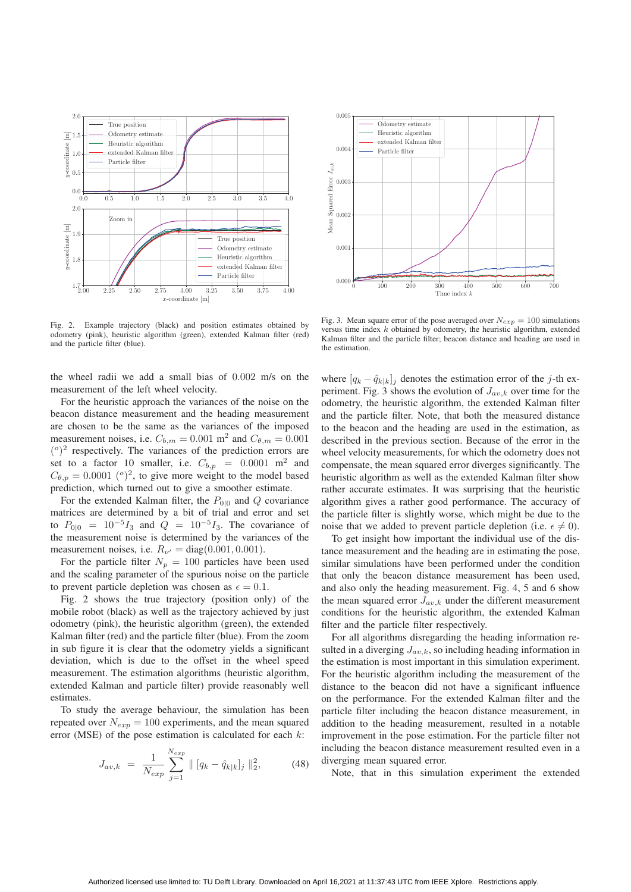Fig. 2. Example trajectory (black) and position estimates obtained by odometry (pink), heuristic algorithm (green), extended Kalman filter (red) and the particle filter (blue).

Fig. 3. Mean square error of the pose averaged over $N_{exp} = 100$ simulations versus time index $k$ obtained by odometry, the heuristic algorithm, extended Kalman filter and the particle filter; beacon distance and heading are used in the estimation.

the wheel radii we add a small bias of 0.002 m/s on the measurement of the left wheel velocity.

For the heuristic approach the variances of the noise on the beacon distance measurement and the heading measurement are chosen to be the same as the variances of the imposed measurement noises, i.e. $C_{b,m} = 0.001$ m$^2$ and $C_{\theta,m} = 0.001$ $(^o)^2$ respectively. The variances of the prediction errors are set to a factor 10 smaller, i.e. $C_{b,p} = 0.0001$ m$^2$ and $C_{\theta,p} = 0.0001$ $(^o)^2$, to give more weight to the model based prediction, which turned out to give a smoother estimate.

For the extended Kalman filter, the $P_{0|0}$ and $Q$ covariance matrices are determined by a bit of trial and error and set to $P_{0|0} = 10^{-5}I_3$ and $Q = 10^{-5}I_3$. The covariance of the measurement noise is determined by the variances of the measurement noises, i.e. $R_{\nu'} = \text{diag}(0.001, 0.001)$.

For the particle filter $N_p = 100$ particles have been used and the scaling parameter of the spurious noise on the particle to prevent particle depletion was chosen as $\epsilon = 0.1$.

Fig. 2 shows the true trajectory (position only) of the mobile robot (black) as well as the trajectory achieved by just odometry (pink), the heuristic algorithm (green), the extended Kalman filter (red) and the particle filter (blue). From the zoom in sub figure it is clear that the odometry yields a significant deviation, which is due to the offset in the wheel speed measurement. The estimation algorithms (heuristic algorithm, extended Kalman and particle filter) provide reasonably well estimates.

To study the average behaviour, the simulation has been repeated over $N_{exp} = 100$ experiments, and the mean squared error (MSE) of the pose estimation is calculated for each $k$:

$$J_{av,k} = \frac{1}{N_{exp}} \sum_{j=1}^{N_{exp}} \| [q_k - \hat{q}_{k|k}]_j \|_2^2, \tag{48}$$

where $[q_k - \hat{q}_{k|k}]_j$ denotes the estimation error of the $j$-th experiment. Fig. 3 shows the evolution of $J_{av,k}$ over time for the odometry, the heuristic algorithm, the extended Kalman filter and the particle filter. Note, that both the measured distance to the beacon and the heading are used in the estimation, as described in the previous section. Because of the error in the wheel velocity measurements, for which the odometry does not compensate, the mean squared error diverges significantly. The heuristic algorithm as well as the extended Kalman filter show rather accurate estimates. It was surprising that the heuristic algorithm gives a rather good performance. The accuracy of the particle filter is slightly worse, which might be due to the noise that we added to prevent particle depletion (i.e. $\epsilon \neq 0$).

To get insight how important the individual use of the distance measurement and the heading are in estimating the pose, similar simulations have been performed under the condition that only the beacon distance measurement has been used, and also only the heading measurement. Fig. 4, 5 and 6 show the mean squared error $J_{av,k}$ under the different measurement conditions for the heuristic algorithm, the extended Kalman filter and the particle filter respectively.

For all algorithms disregarding the heading information resulted in a diverging $J_{av,k}$, so including heading information in the estimation is most important in this simulation experiment. For the heuristic algorithm including the measurement of the distance to the beacon did not have a significant influence on the performance. For the extended Kalman filter and the particle filter including the beacon distance measurement, in addition to the heading measurement, resulted in a notable improvement in the pose estimation. For the particle filter not including the beacon distance measurement resulted even in a diverging mean squared error.

Note, that in this simulation experiment the extended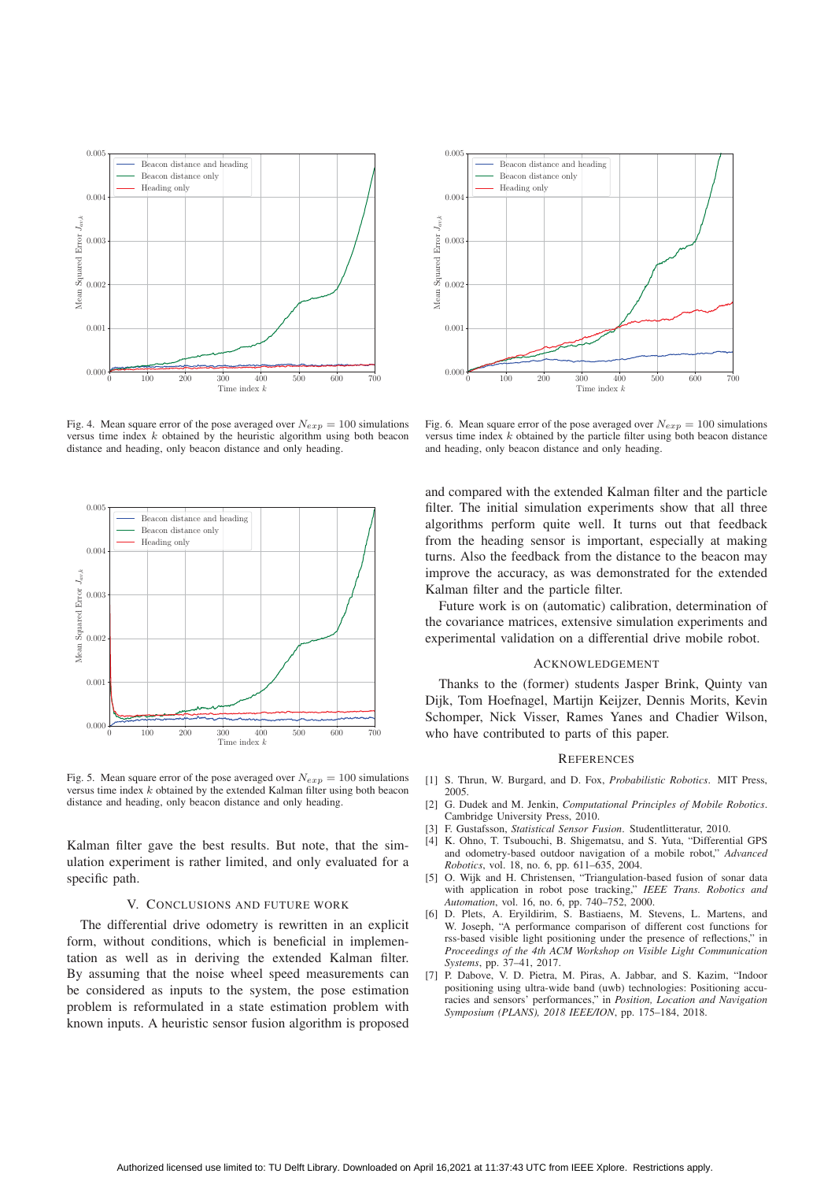0.005
Beacon distance and heading
Beacon distance only
Heading only
0.004
Mean Squared Error $J_{w,k}$
0.003
0.002
0.001
0.000
0 100 200 300 400 500 600 700
Time index $k$

Fig. 4. Mean square error of the pose averaged over $N_{exp} = 100$ simulations versus time index $k$ obtained by the heuristic algorithm using both beacon distance and heading, only beacon distance and only heading.

0.005
Beacon distance and heading
Beacon distance only
Heading only
0.004
Mean Squared Error $J_{w,k}$
0.003
0.002
0.001
0.000
0 100 200 300 400 500 600 700
Time index $k$

Fig. 6. Mean square error of the pose averaged over $N_{exp} = 100$ simulations versus time index $k$ obtained by the particle filter using both beacon distance and heading, only beacon distance and only heading.

0.005
Beacon distance and heading
Beacon distance only
Heading only
0.004
Mean Squared Error $J_{w,k}$
0.003
0.002
0.001
0.000
0 100 200 300 400 500 600 700
Time index $k$

Fig. 5. Mean square error of the pose averaged over $N_{exp} = 100$ simulations versus time index $k$ obtained by the extended Kalman filter using both beacon distance and heading, only beacon distance and only heading.

Kalman filter gave the best results. But note, that the simulation experiment is rather limited, and only evaluated for a specific path.

## V. Conclusions and Future Work

The differential drive odometry is rewritten in an explicit form, without conditions, which is beneficial in implementation as well as in deriving the extended Kalman filter. By assuming that the noise wheel speed measurements can be considered as inputs to the system, the pose estimation problem is reformulated in a state estimation problem with known inputs. A heuristic sensor fusion algorithm is proposed and compared with the extended Kalman filter and the particle filter. The initial simulation experiments show that all three algorithms perform quite well. It turns out that feedback from the heading sensor is important, especially at making turns. Also the feedback from the distance to the beacon may improve the accuracy, as was demonstrated for the extended Kalman filter and the particle filter.

Future work is on (automatic) calibration, determination of the covariance matrices, extensive simulation experiments and experimental validation on a differential drive mobile robot.

## Acknowledgement

Thanks to the (former) students Jasper Brink, Quinty van Dijk, Tom Hoefnagel, Martijn Keijzer, Dennis Morits, Kevin Schomper, Nick Visser, Rames Yanes and Chadier Wilson, who have contributed to parts of this paper.

## References

[1] S. Thrun, W. Burgard, and D. Fox, *Probabilistic Robotics*. MIT Press, 2005.

[2] G. Dudek and M. Jenkin, *Computational Principles of Mobile Robotics*. Cambridge University Press, 2010.

[3] F. Gustafsson, *Statistical Sensor Fusion*. Studentlitteratur, 2010.

[4] K. Ohno, T. Tsubouchi, B. Shigematsu, and S. Yuta, "Differential GPS and odometry-based outdoor navigation of a mobile robot," *Advanced Robotics*, vol. 18, no. 6, pp. 611–635, 2004.

[5] O. Wijk and H. Christensen, "Triangulation-based fusion of sonar data with application in robot pose tracking," *IEEE Trans. Robotics and Automation*, vol. 16, no. 6, pp. 740–752, 2000.

[6] D. Plets, A. Eryildirim, S. Bastiaens, M. Stevens, L. Martens, and W. Joseph, "A performance comparison of different cost functions for rss-based visible light positioning under the presence of reflections," in *Proceedings of the 4th ACM Workshop on Visible Light Communication Systems*, pp. 37–41, 2017.

[7] P. Dabove, V. D. Pietra, M. Piras, A. Jabbar, and S. Kazim, "Indoor positioning using ultra-wide band (uwb) technologies: Positioning accuracies and sensors' performances," in *Position, Location and Navigation Symposium (PLANS), 2018 IEEE/ION*, pp. 175–184, 2018.